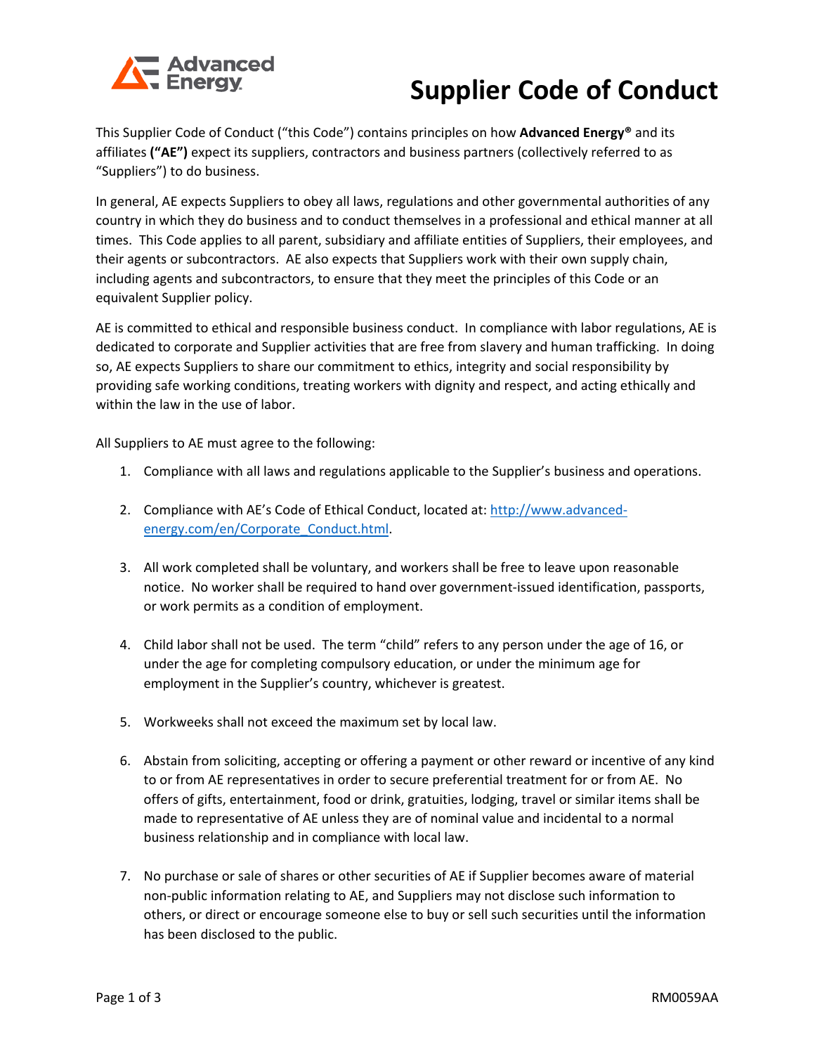# Supplier Code of Conduct

This Supplier Code of Conduct ("this Code") contains principles on how **Advanced Energy®** and its affiliates **("AE")** expect its suppliers, contractors and business partners (collectively referred to as "Suppliers") to do business.

In general, AE expects Suppliers to obey all laws, regulations and other governmental authorities of any country in which they do business and to conduct themselves in a professional and ethical manner at all times. This Code applies to all parent, subsidiary and affiliate entities of Suppliers, their employees, and their agents or subcontractors. AE also expects that Suppliers work with their own supply chain, including agents and subcontractors, to ensure that they meet the principles of this Code or an equivalent Supplier policy.

AE is committed to ethical and responsible business conduct. In compliance with labor regulations, AE is dedicated to corporate and Supplier activities that are free from slavery and human trafficking. In doing so, AE expects Suppliers to share our commitment to ethics, integrity and social responsibility by providing safe working conditions, treating workers with dignity and respect, and acting ethically and within the law in the use of labor.

All Suppliers to AE must agree to the following:

1. Compliance with all laws and regulations applicable to the Supplier's business and operations.

2. Compliance with AE's Code of Ethical Conduct, located at: [http://www.advanced-energy.com/en/Corporate_Conduct.html](http://www.advanced-energy.com/en/Corporate_Conduct.html).

3. All work completed shall be voluntary, and workers shall be free to leave upon reasonable notice. No worker shall be required to hand over government-issued identification, passports, or work permits as a condition of employment.

4. Child labor shall not be used. The term "child" refers to any person under the age of 16, or under the age for completing compulsory education, or under the minimum age for employment in the Supplier's country, whichever is greatest.

5. Workweeks shall not exceed the maximum set by local law.

6. Abstain from soliciting, accepting or offering a payment or other reward or incentive of any kind to or from AE representatives in order to secure preferential treatment for or from AE. No offers of gifts, entertainment, food or drink, gratuities, lodging, travel or similar items shall be made to representative of AE unless they are of nominal value and incidental to a normal business relationship and in compliance with local law.

7. No purchase or sale of shares or other securities of AE if Supplier becomes aware of material non-public information relating to AE, and Suppliers may not disclose such information to others, or direct or encourage someone else to buy or sell such securities until the information has been disclosed to the public.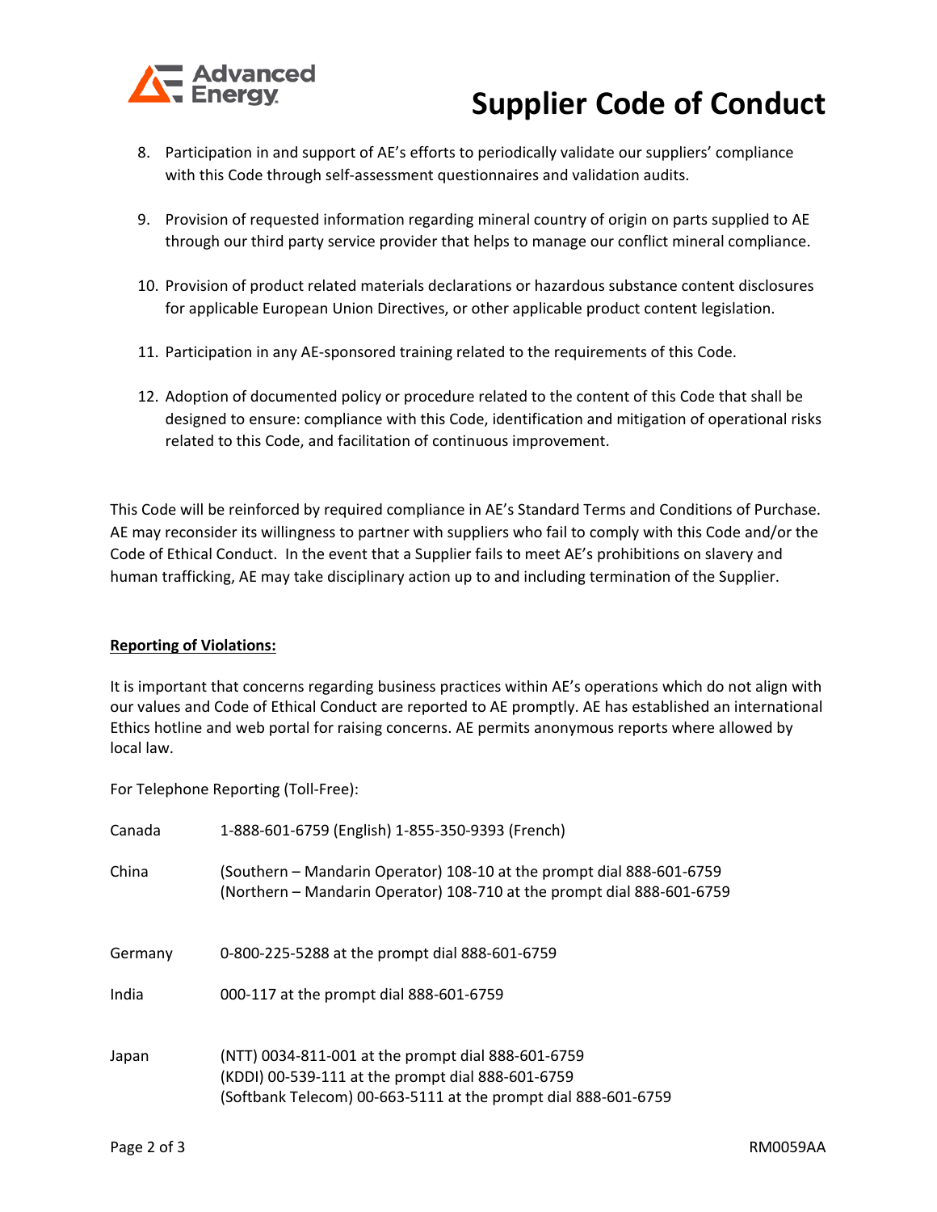8. Participation in and support of AE's efforts to periodically validate our suppliers' compliance with this Code through self-assessment questionnaires and validation audits.

9. Provision of requested information regarding mineral country of origin on parts supplied to AE through our third party service provider that helps to manage our conflict mineral compliance.

10. Provision of product related materials declarations or hazardous substance content disclosures for applicable European Union Directives, or other applicable product content legislation.

11. Participation in any AE-sponsored training related to the requirements of this Code.

12. Adoption of documented policy or procedure related to the content of this Code that shall be designed to ensure: compliance with this Code, identification and mitigation of operational risks related to this Code, and facilitation of continuous improvement.

This Code will be reinforced by required compliance in AE's Standard Terms and Conditions of Purchase. AE may reconsider its willingness to partner with suppliers who fail to comply with this Code and/or the Code of Ethical Conduct. In the event that a Supplier fails to meet AE's prohibitions on slavery and human trafficking, AE may take disciplinary action up to and including termination of the Supplier.

**Reporting of Violations:**

It is important that concerns regarding business practices within AE's operations which do not align with our values and Code of Ethical Conduct are reported to AE promptly. AE has established an international Ethics hotline and web portal for raising concerns. AE permits anonymous reports where allowed by local law.

For Telephone Reporting (Toll-Free):

| | |
|---|---|
| Canada | 1-888-601-6759 (English) 1-855-350-9393 (French) |
| China | (Southern – Mandarin Operator) 108-10 at the prompt dial 888-601-6759<br>(Northern – Mandarin Operator) 108-710 at the prompt dial 888-601-6759 |
| Germany | 0-800-225-5288 at the prompt dial 888-601-6759 |
| India | 000-117 at the prompt dial 888-601-6759 |
| Japan | (NTT) 0034-811-001 at the prompt dial 888-601-6759<br>(KDDI) 00-539-111 at the prompt dial 888-601-6759<br>(Softbank Telecom) 00-663-5111 at the prompt dial 888-601-6759 |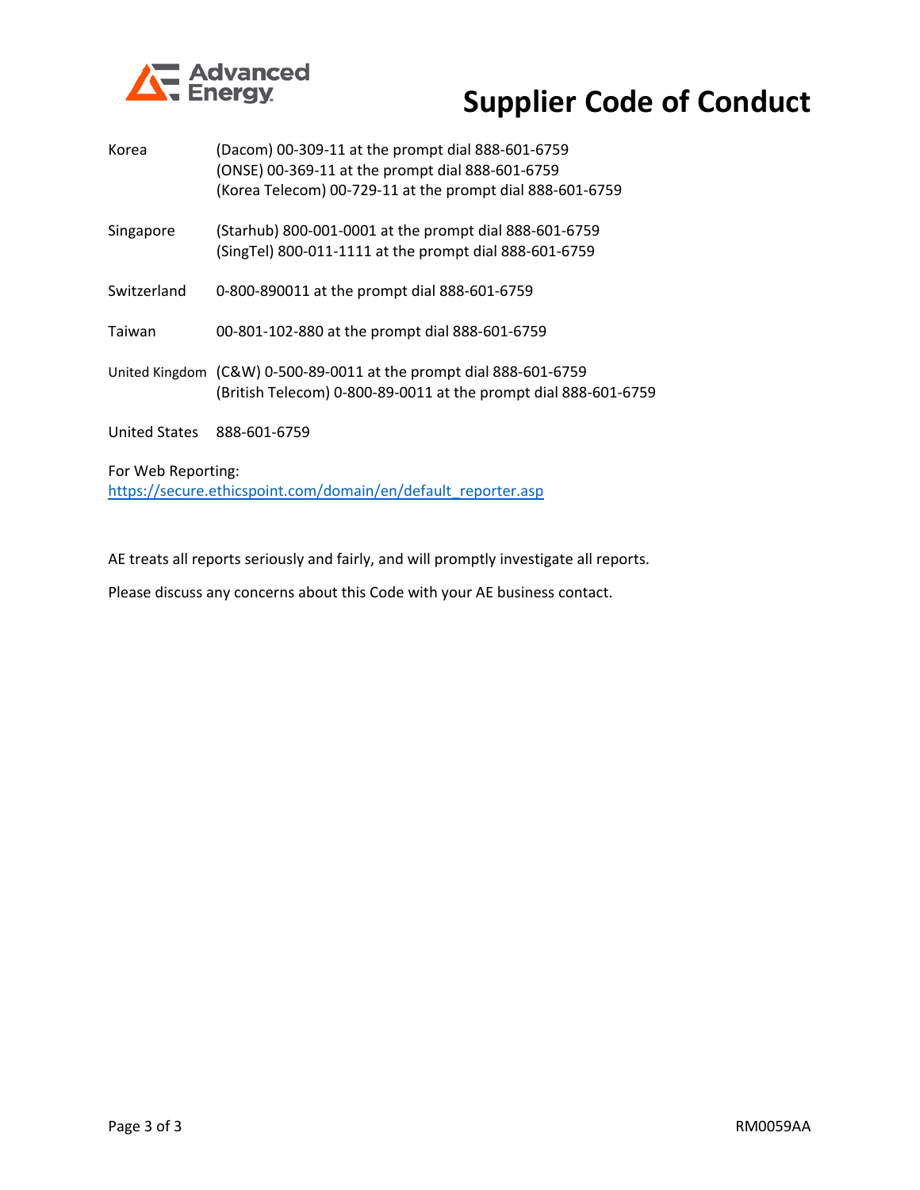| | |
|---|---|
| Korea | (Dacom) 00-309-11 at the prompt dial 888-601-6759<br>(ONSE) 00-369-11 at the prompt dial 888-601-6759<br>(Korea Telecom) 00-729-11 at the prompt dial 888-601-6759 |
| Singapore | (Starhub) 800-001-0001 at the prompt dial 888-601-6759<br>(SingTel) 800-011-1111 at the prompt dial 888-601-6759 |
| Switzerland | 0-800-890011 at the prompt dial 888-601-6759 |
| Taiwan | 00-801-102-880 at the prompt dial 888-601-6759 |
| United Kingdom | (C&W) 0-500-89-0011 at the prompt dial 888-601-6759<br>(British Telecom) 0-800-89-0011 at the prompt dial 888-601-6759 |
| United States | 888-601-6759 |

For Web Reporting:
https://secure.ethicspoint.com/domain/en/default_reporter.asp

AE treats all reports seriously and fairly, and will promptly investigate all reports.

Please discuss any concerns about this Code with your AE business contact.